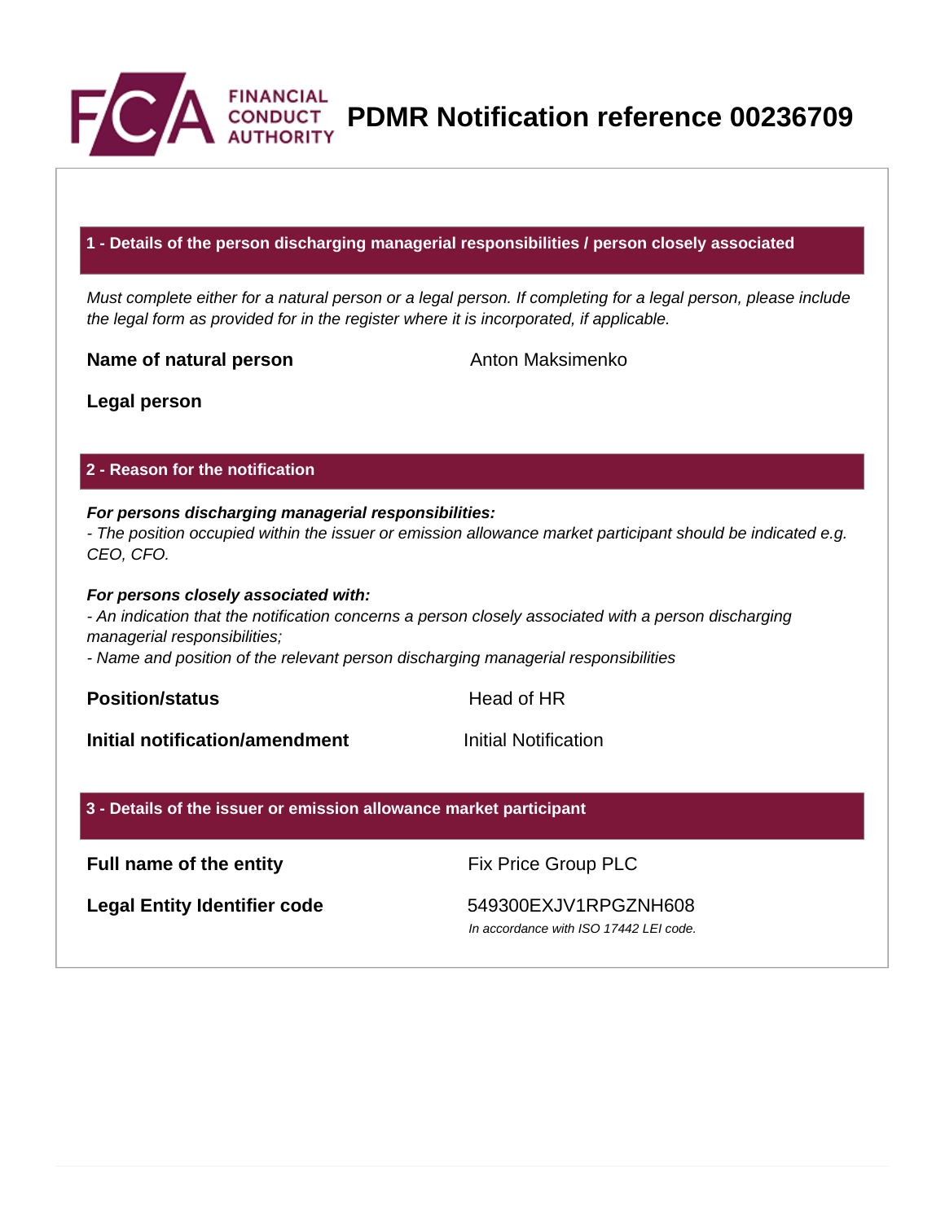# PDMR Notification reference 00236709

## 1 - Details of the person discharging managerial responsibilities / person closely associated

*Must complete either for a natural person or a legal person. If completing for a legal person, please include the legal form as provided for in the register where it is incorporated, if applicable.*

| | |
|---|---|
| **Name of natural person** | Anton Maksimenko |
| **Legal person** | |

## 2 - Reason for the notification

***For persons discharging managerial responsibilities:***
*- The position occupied within the issuer or emission allowance market participant should be indicated e.g. CEO, CFO.*

***For persons closely associated with:***
*- An indication that the notification concerns a person closely associated with a person discharging managerial responsibilities;*
*- Name and position of the relevant person discharging managerial responsibilities*

| | |
|---|---|
| **Position/status** | Head of HR |
| **Initial notification/amendment** | Initial Notification |

## 3 - Details of the issuer or emission allowance market participant

| | |
|---|---|
| **Full name of the entity** | Fix Price Group PLC |
| **Legal Entity Identifier code** | 549300EXJV1RPGZNH608<br>*In accordance with ISO 17442 LEI code.* |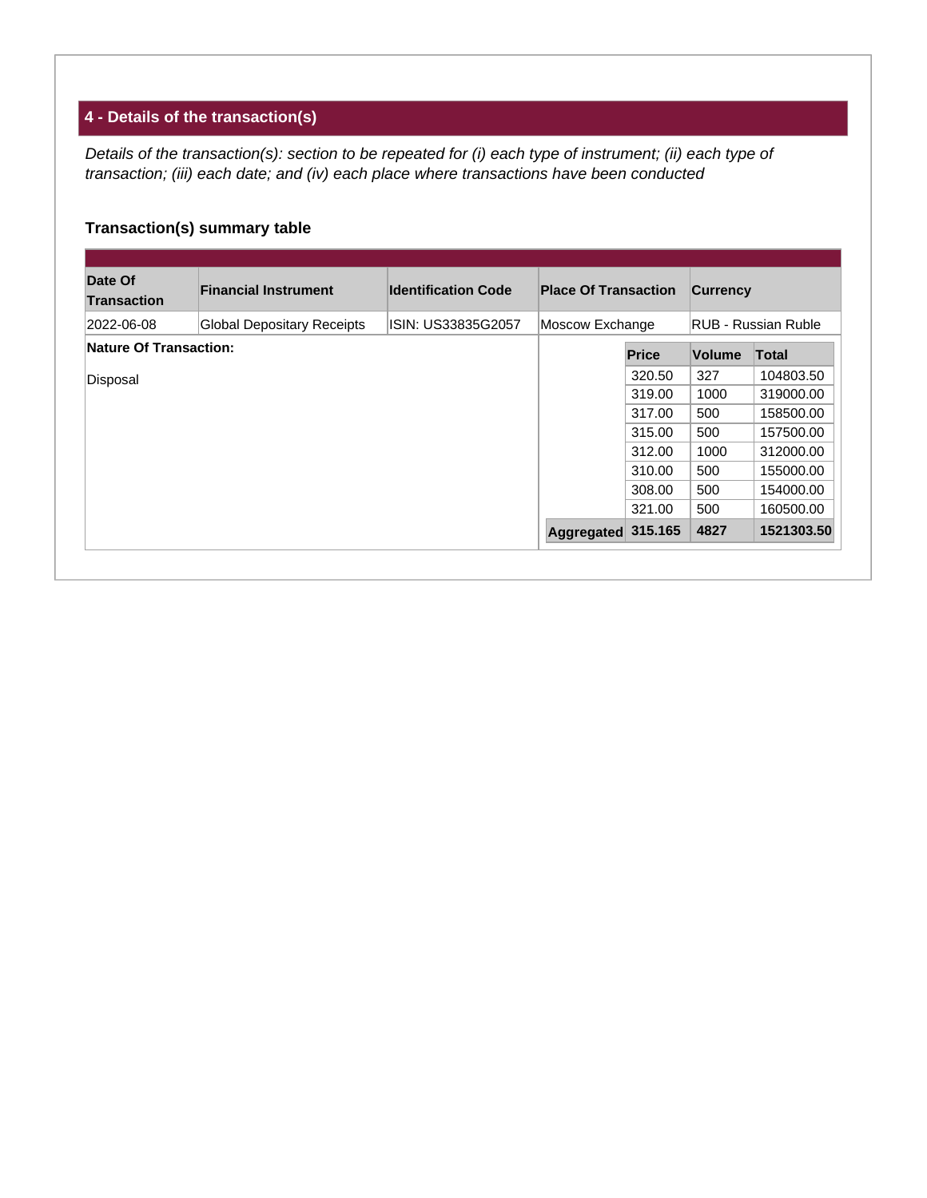## 4 - Details of the transaction(s)

*Details of the transaction(s): section to be repeated for (i) each type of instrument; (ii) each type of transaction; (iii) each date; and (iv) each place where transactions have been conducted*

### Transaction(s) summary table

| Date Of Transaction | Financial Instrument | Identification Code | Place Of Transaction | Currency |
|---|---|---|---|---|
| 2022-06-08 | Global Depositary Receipts | ISIN: US33835G2057 | Moscow Exchange | RUB - Russian Ruble |

**Nature Of Transaction:**

Disposal

| | Price | Volume | Total |
|---|---|---|---|
| | 320.50 | 327 | 104803.50 |
| | 319.00 | 1000 | 319000.00 |
| | 317.00 | 500 | 158500.00 |
| | 315.00 | 500 | 157500.00 |
| | 312.00 | 1000 | 312000.00 |
| | 310.00 | 500 | 155000.00 |
| | 308.00 | 500 | 154000.00 |
| | 321.00 | 500 | 160500.00 |
| **Aggregated** | **315.165** | **4827** | **1521303.50** |